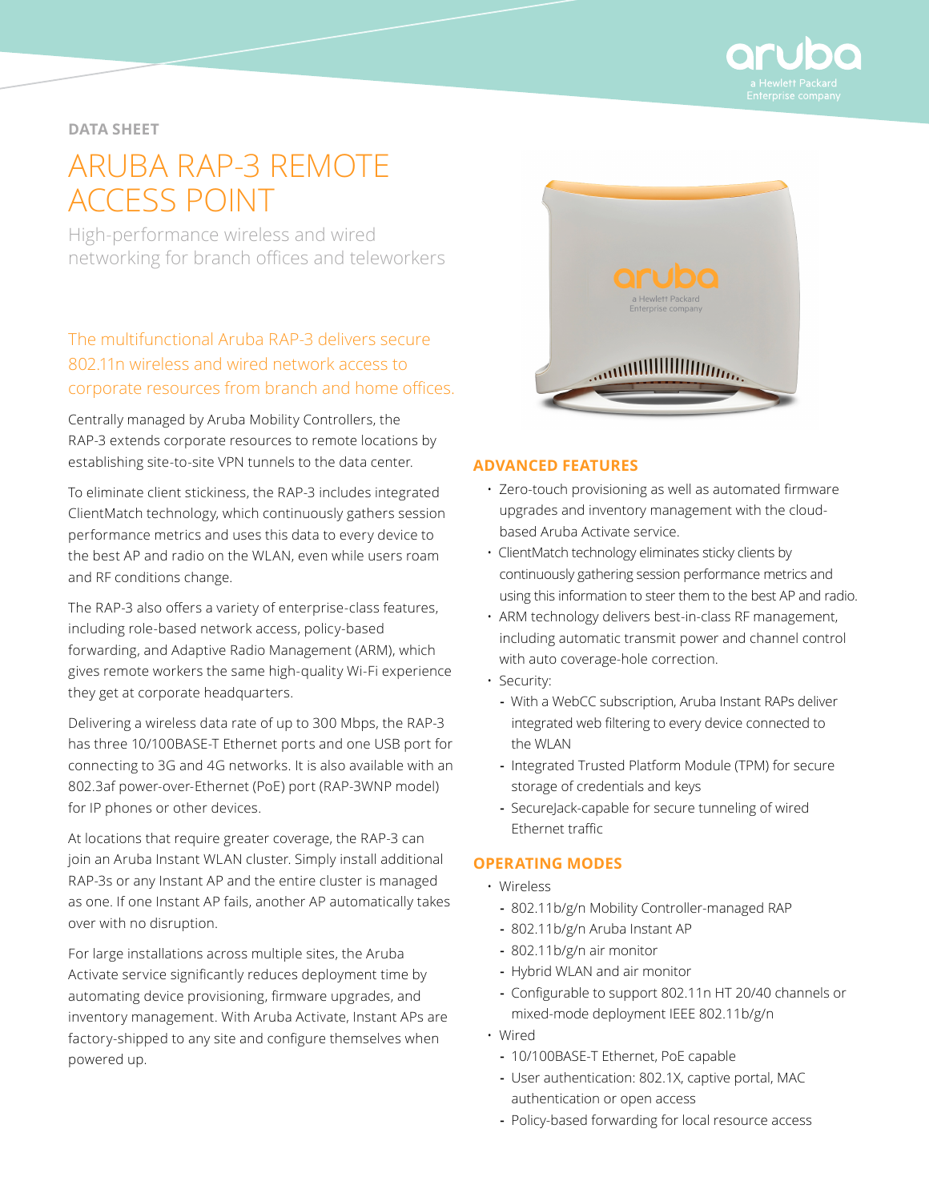DATA SHEET

# ARUBA RAP-3 REMOTE ACCESS POINT

High-performance wireless and wired networking for branch offices and teleworkers

The multifunctional Aruba RAP-3 delivers secure 802.11n wireless and wired network access to corporate resources from branch and home offices.

Centrally managed by Aruba Mobility Controllers, the RAP-3 extends corporate resources to remote locations by establishing site-to-site VPN tunnels to the data center.

To eliminate client stickiness, the RAP-3 includes integrated ClientMatch technology, which continuously gathers session performance metrics and uses this data to every device to the best AP and radio on the WLAN, even while users roam and RF conditions change.

The RAP-3 also offers a variety of enterprise-class features, including role-based network access, policy-based forwarding, and Adaptive Radio Management (ARM), which gives remote workers the same high-quality Wi-Fi experience they get at corporate headquarters.

Delivering a wireless data rate of up to 300 Mbps, the RAP-3 has three 10/100BASE-T Ethernet ports and one USB port for connecting to 3G and 4G networks. It is also available with an 802.3af power-over-Ethernet (PoE) port (RAP-3WNP model) for IP phones or other devices.

At locations that require greater coverage, the RAP-3 can join an Aruba Instant WLAN cluster. Simply install additional RAP-3s or any Instant AP and the entire cluster is managed as one. If one Instant AP fails, another AP automatically takes over with no disruption.

For large installations across multiple sites, the Aruba Activate service significantly reduces deployment time by automating device provisioning, firmware upgrades, and inventory management. With Aruba Activate, Instant APs are factory-shipped to any site and configure themselves when powered up.

## ADVANCED FEATURES

- Zero-touch provisioning as well as automated firmware upgrades and inventory management with the cloud-based Aruba Activate service.
- ClientMatch technology eliminates sticky clients by continuously gathering session performance metrics and using this information to steer them to the best AP and radio.
- ARM technology delivers best-in-class RF management, including automatic transmit power and channel control with auto coverage-hole correction.
- Security:
  - With a WebCC subscription, Aruba Instant RAPs deliver integrated web filtering to every device connected to the WLAN
  - Integrated Trusted Platform Module (TPM) for secure storage of credentials and keys
  - SecureJack-capable for secure tunneling of wired Ethernet traffic

## OPERATING MODES

- Wireless
  - 802.11b/g/n Mobility Controller-managed RAP
  - 802.11b/g/n Aruba Instant AP
  - 802.11b/g/n air monitor
  - Hybrid WLAN and air monitor
  - Configurable to support 802.11n HT 20/40 channels or mixed-mode deployment IEEE 802.11b/g/n
- Wired
  - 10/100BASE-T Ethernet, PoE capable
  - User authentication: 802.1X, captive portal, MAC authentication or open access
  - Policy-based forwarding for local resource access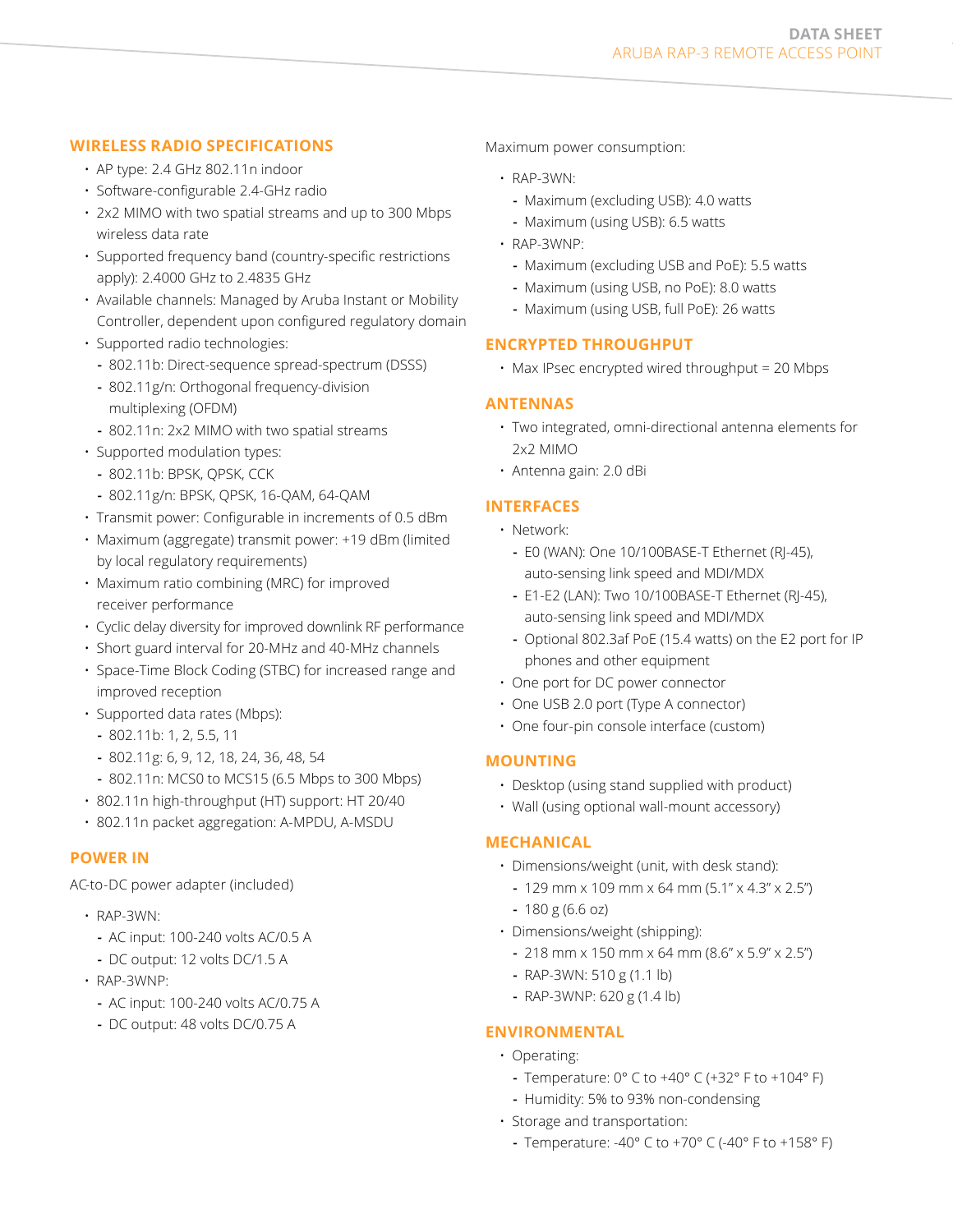## WIRELESS RADIO SPECIFICATIONS

- AP type: 2.4 GHz 802.11n indoor
- Software-configurable 2.4-GHz radio
- 2x2 MIMO with two spatial streams and up to 300 Mbps wireless data rate
- Supported frequency band (country-specific restrictions apply): 2.4000 GHz to 2.4835 GHz
- Available channels: Managed by Aruba Instant or Mobility Controller, dependent upon configured regulatory domain
- Supported radio technologies:
  - 802.11b: Direct-sequence spread-spectrum (DSSS)
  - 802.11g/n: Orthogonal frequency-division multiplexing (OFDM)
  - 802.11n: 2x2 MIMO with two spatial streams
- Supported modulation types:
  - 802.11b: BPSK, QPSK, CCK
  - 802.11g/n: BPSK, QPSK, 16-QAM, 64-QAM
- Transmit power: Configurable in increments of 0.5 dBm
- Maximum (aggregate) transmit power: +19 dBm (limited by local regulatory requirements)
- Maximum ratio combining (MRC) for improved receiver performance
- Cyclic delay diversity for improved downlink RF performance
- Short guard interval for 20-MHz and 40-MHz channels
- Space-Time Block Coding (STBC) for increased range and improved reception
- Supported data rates (Mbps):
  - 802.11b: 1, 2, 5.5, 11
  - 802.11g: 6, 9, 12, 18, 24, 36, 48, 54
  - 802.11n: MCS0 to MCS15 (6.5 Mbps to 300 Mbps)
- 802.11n high-throughput (HT) support: HT 20/40
- 802.11n packet aggregation: A-MPDU, A-MSDU

## POWER IN

AC-to-DC power adapter (included)

- RAP-3WN:
  - AC input: 100-240 volts AC/0.5 A
  - DC output: 12 volts DC/1.5 A
- RAP-3WNP:
  - AC input: 100-240 volts AC/0.75 A
  - DC output: 48 volts DC/0.75 A

Maximum power consumption:

- RAP-3WN:
  - Maximum (excluding USB): 4.0 watts
  - Maximum (using USB): 6.5 watts
- RAP-3WNP:
  - Maximum (excluding USB and PoE): 5.5 watts
  - Maximum (using USB, no PoE): 8.0 watts
  - Maximum (using USB, full PoE): 26 watts

## ENCRYPTED THROUGHPUT

- Max IPsec encrypted wired throughput = 20 Mbps

## ANTENNAS

- Two integrated, omni-directional antenna elements for 2x2 MIMO
- Antenna gain: 2.0 dBi

## INTERFACES

- Network:
  - E0 (WAN): One 10/100BASE-T Ethernet (RJ-45), auto-sensing link speed and MDI/MDX
  - E1-E2 (LAN): Two 10/100BASE-T Ethernet (RJ-45), auto-sensing link speed and MDI/MDX
  - Optional 802.3af PoE (15.4 watts) on the E2 port for IP phones and other equipment
- One port for DC power connector
- One USB 2.0 port (Type A connector)
- One four-pin console interface (custom)

## MOUNTING

- Desktop (using stand supplied with product)
- Wall (using optional wall-mount accessory)

## MECHANICAL

- Dimensions/weight (unit, with desk stand):
  - 129 mm x 109 mm x 64 mm (5.1" x 4.3" x 2.5")
  - 180 g (6.6 oz)
- Dimensions/weight (shipping):
  - 218 mm x 150 mm x 64 mm (8.6" x 5.9" x 2.5")
  - RAP-3WN: 510 g (1.1 lb)
  - RAP-3WNP: 620 g (1.4 lb)

## ENVIRONMENTAL

- Operating:
  - Temperature: 0° C to +40° C (+32° F to +104° F)
  - Humidity: 5% to 93% non-condensing
- Storage and transportation:
  - Temperature: -40° C to +70° C (-40° F to +158° F)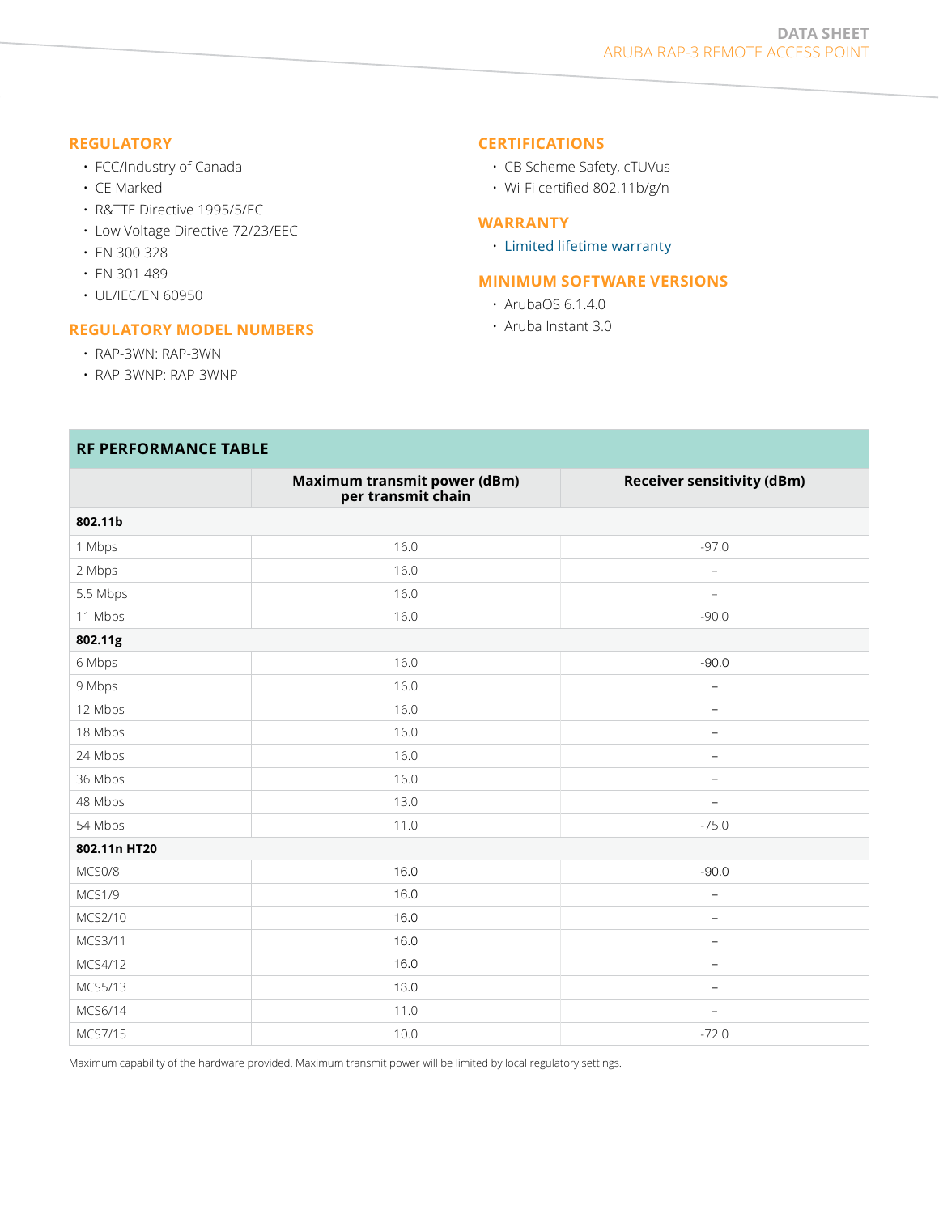## REGULATORY

- FCC/Industry of Canada
- CE Marked
- R&TTE Directive 1995/5/EC
- Low Voltage Directive 72/23/EEC
- EN 300 328
- EN 301 489
- UL/IEC/EN 60950

## REGULATORY MODEL NUMBERS

- RAP-3WN: RAP-3WN
- RAP-3WNP: RAP-3WNP

## CERTIFICATIONS

- CB Scheme Safety, cTUVus
- Wi-Fi certified 802.11b/g/n

## WARRANTY

- Limited lifetime warranty

## MINIMUM SOFTWARE VERSIONS

- ArubaOS 6.1.4.0
- Aruba Instant 3.0

## RF PERFORMANCE TABLE

| | Maximum transmit power (dBm) per transmit chain | Receiver sensitivity (dBm) |
|---|---|---|
| **802.11b** | | |
| 1 Mbps | 16.0 | -97.0 |
| 2 Mbps | 16.0 | – |
| 5.5 Mbps | 16.0 | – |
| 11 Mbps | 16.0 | -90.0 |
| **802.11g** | | |
| 6 Mbps | 16.0 | -90.0 |
| 9 Mbps | 16.0 | – |
| 12 Mbps | 16.0 | – |
| 18 Mbps | 16.0 | – |
| 24 Mbps | 16.0 | – |
| 36 Mbps | 16.0 | – |
| 48 Mbps | 13.0 | – |
| 54 Mbps | 11.0 | -75.0 |
| **802.11n HT20** | | |
| MCS0/8 | 16.0 | -90.0 |
| MCS1/9 | 16.0 | – |
| MCS2/10 | 16.0 | – |
| MCS3/11 | 16.0 | – |
| MCS4/12 | 16.0 | – |
| MCS5/13 | 13.0 | – |
| MCS6/14 | 11.0 | – |
| MCS7/15 | 10.0 | -72.0 |

Maximum capability of the hardware provided. Maximum transmit power will be limited by local regulatory settings.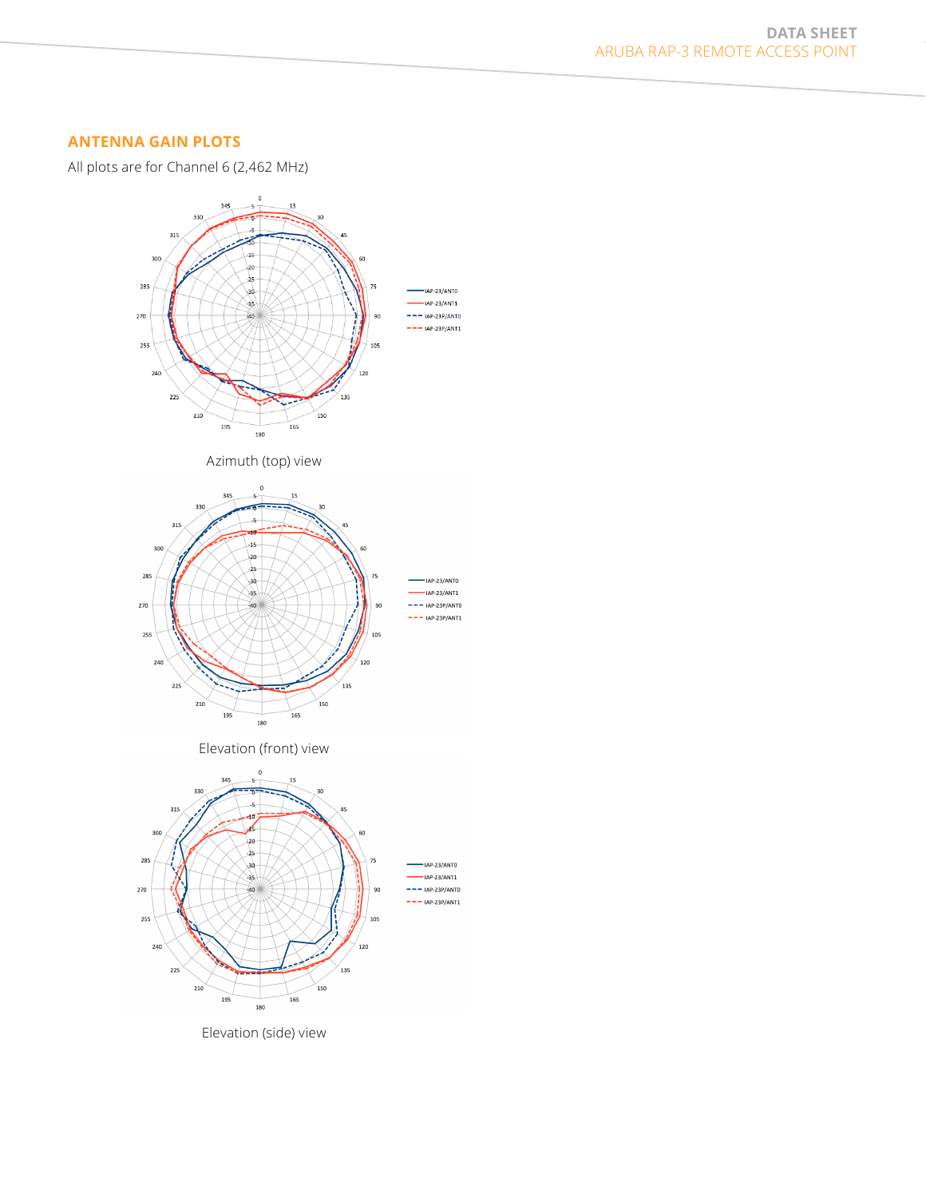## ANTENNA GAIN PLOTS

All plots are for Channel 6 (2,462 MHz)

Azimuth (top) view

Elevation (front) view

Elevation (side) view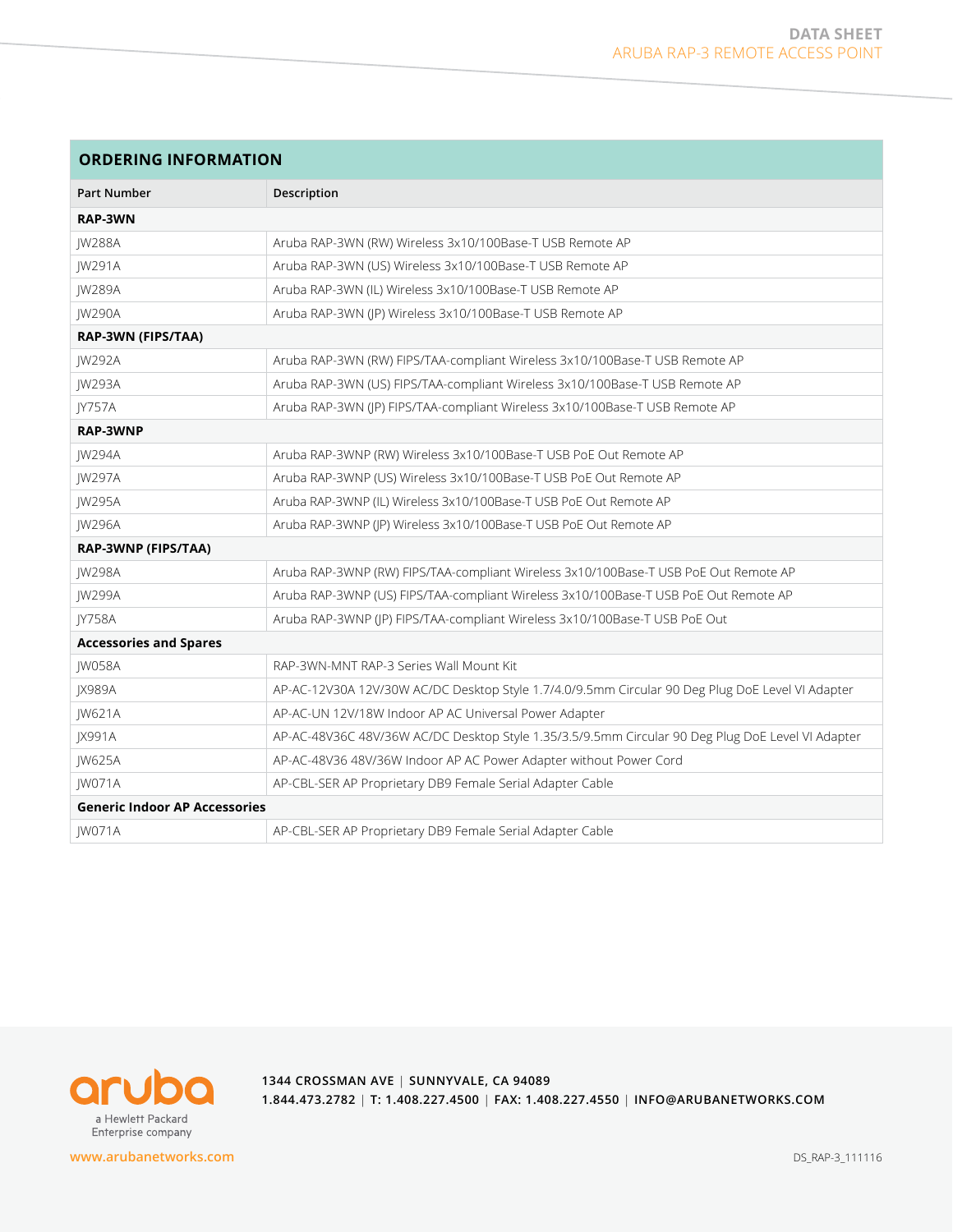## ORDERING INFORMATION

| Part Number | Description |
|---|---|
| **RAP-3WN** | |
| JW288A | Aruba RAP-3WN (RW) Wireless 3x10/100Base-T USB Remote AP |
| JW291A | Aruba RAP-3WN (US) Wireless 3x10/100Base-T USB Remote AP |
| JW289A | Aruba RAP-3WN (IL) Wireless 3x10/100Base-T USB Remote AP |
| JW290A | Aruba RAP-3WN (JP) Wireless 3x10/100Base-T USB Remote AP |
| **RAP-3WN (FIPS/TAA)** | |
| JW292A | Aruba RAP-3WN (RW) FIPS/TAA-compliant Wireless 3x10/100Base-T USB Remote AP |
| JW293A | Aruba RAP-3WN (US) FIPS/TAA-compliant Wireless 3x10/100Base-T USB Remote AP |
| JY757A | Aruba RAP-3WN (JP) FIPS/TAA-compliant Wireless 3x10/100Base-T USB Remote AP |
| **RAP-3WNP** | |
| JW294A | Aruba RAP-3WNP (RW) Wireless 3x10/100Base-T USB PoE Out Remote AP |
| JW297A | Aruba RAP-3WNP (US) Wireless 3x10/100Base-T USB PoE Out Remote AP |
| JW295A | Aruba RAP-3WNP (IL) Wireless 3x10/100Base-T USB PoE Out Remote AP |
| JW296A | Aruba RAP-3WNP (JP) Wireless 3x10/100Base-T USB PoE Out Remote AP |
| **RAP-3WNP (FIPS/TAA)** | |
| JW298A | Aruba RAP-3WNP (RW) FIPS/TAA-compliant Wireless 3x10/100Base-T USB PoE Out Remote AP |
| JW299A | Aruba RAP-3WNP (US) FIPS/TAA-compliant Wireless 3x10/100Base-T USB PoE Out Remote AP |
| JY758A | Aruba RAP-3WNP (JP) FIPS/TAA-compliant Wireless 3x10/100Base-T USB PoE Out |
| **Accessories and Spares** | |
| JW058A | RAP-3WN-MNT RAP-3 Series Wall Mount Kit |
| JX989A | AP-AC-12V30A 12V/30W AC/DC Desktop Style 1.7/4.0/9.5mm Circular 90 Deg Plug DoE Level VI Adapter |
| JW621A | AP-AC-UN 12V/18W Indoor AP AC Universal Power Adapter |
| JX991A | AP-AC-48V36C 48V/36W AC/DC Desktop Style 1.35/3.5/9.5mm Circular 90 Deg Plug DoE Level VI Adapter |
| JW625A | AP-AC-48V36 48V/36W Indoor AP AC Power Adapter without Power Cord |
| JW071A | AP-CBL-SER AP Proprietary DB9 Female Serial Adapter Cable |
| **Generic Indoor AP Accessories** | |
| JW071A | AP-CBL-SER AP Proprietary DB9 Female Serial Adapter Cable |

a Hewlett Packard Enterprise company

www.arubanetworks.com

**1344 CROSSMAN AVE | SUNNYVALE, CA 94089**

**1.844.473.2782 | T: 1.408.227.4500 | FAX: 1.408.227.4550 | INFO@ARUBANETWORKS.COM**

DS_RAP-3_111116